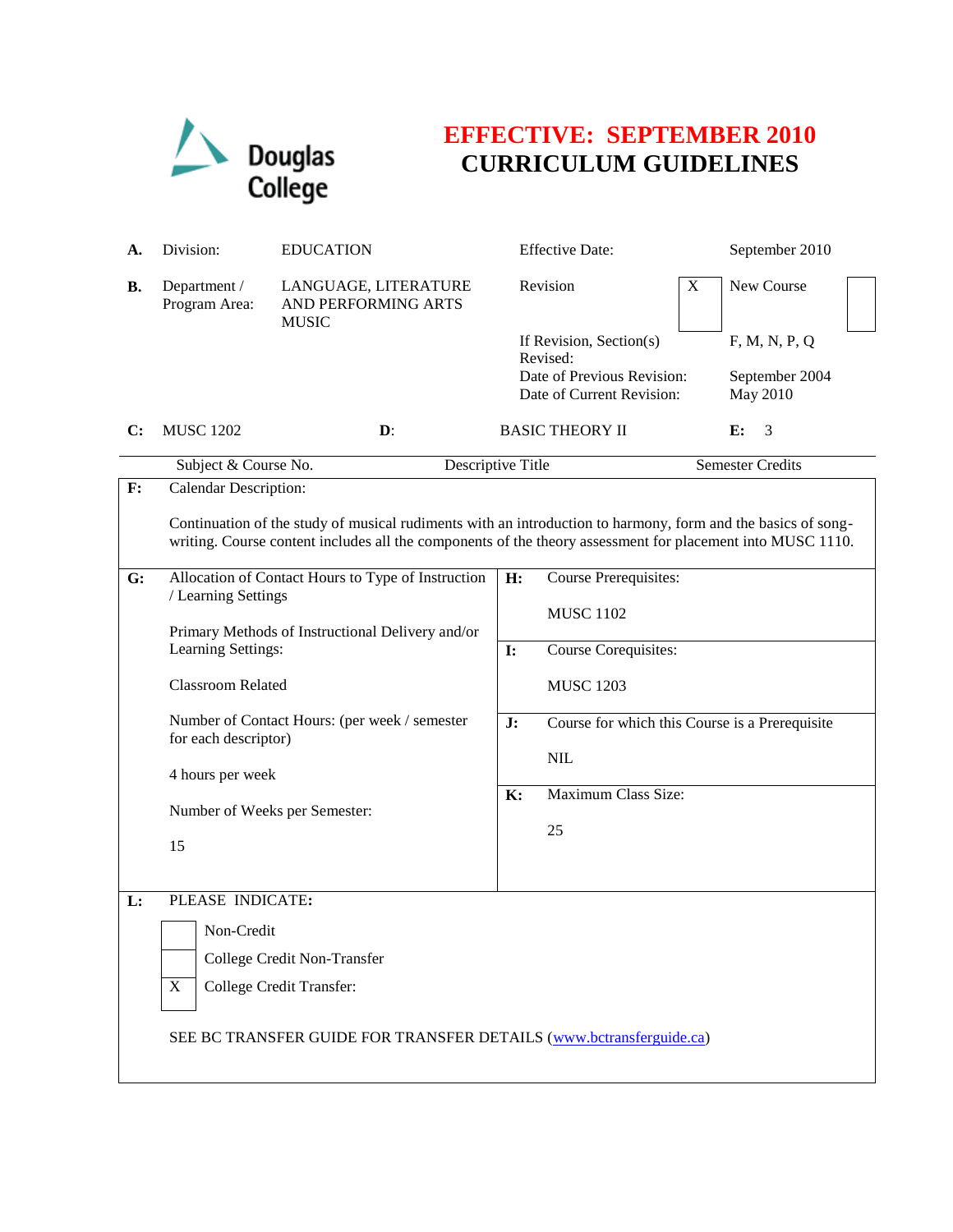Douglas College

# EFFECTIVE: SEPTEMBER 2010
# CURRICULUM GUIDELINES

| | | | | |
|---|---|---|---|---|
| **A.** | Division: | EDUCATION | Effective Date: | September 2010 |
| **B.** | Department / Program Area: | LANGUAGE, LITERATURE AND PERFORMING ARTS MUSIC | Revision [X] | New Course [ ] |
| | | | If Revision, Section(s) Revised: | F, M, N, P, Q |
| | | | Date of Previous Revision: | September 2004 |
| | | | Date of Current Revision: | May 2010 |

| **C:** | MUSC 1202 | **D:** | BASIC THEORY II | **E:** 3 |
|---|---|---|---|---|
| | Subject & Course No. | | Descriptive Title | Semester Credits |

**F:** Calendar Description:

Continuation of the study of musical rudiments with an introduction to harmony, form and the basics of song-writing. Course content includes all the components of the theory assessment for placement into MUSC 1110.

**G:** Allocation of Contact Hours to Type of Instruction / Learning Settings

Primary Methods of Instructional Delivery and/or Learning Settings:

Classroom Related

Number of Contact Hours: (per week / semester for each descriptor)

4 hours per week

Number of Weeks per Semester:

15

**H:** Course Prerequisites:

MUSC 1102

**I:** Course Corequisites:

MUSC 1203

**J:** Course for which this Course is a Prerequisite

NIL

**K:** Maximum Class Size:

25

**L:** PLEASE INDICATE:

- [ ] Non-Credit
- [ ] College Credit Non-Transfer
- [X] College Credit Transfer:

SEE BC TRANSFER GUIDE FOR TRANSFER DETAILS (www.bctransferguide.ca)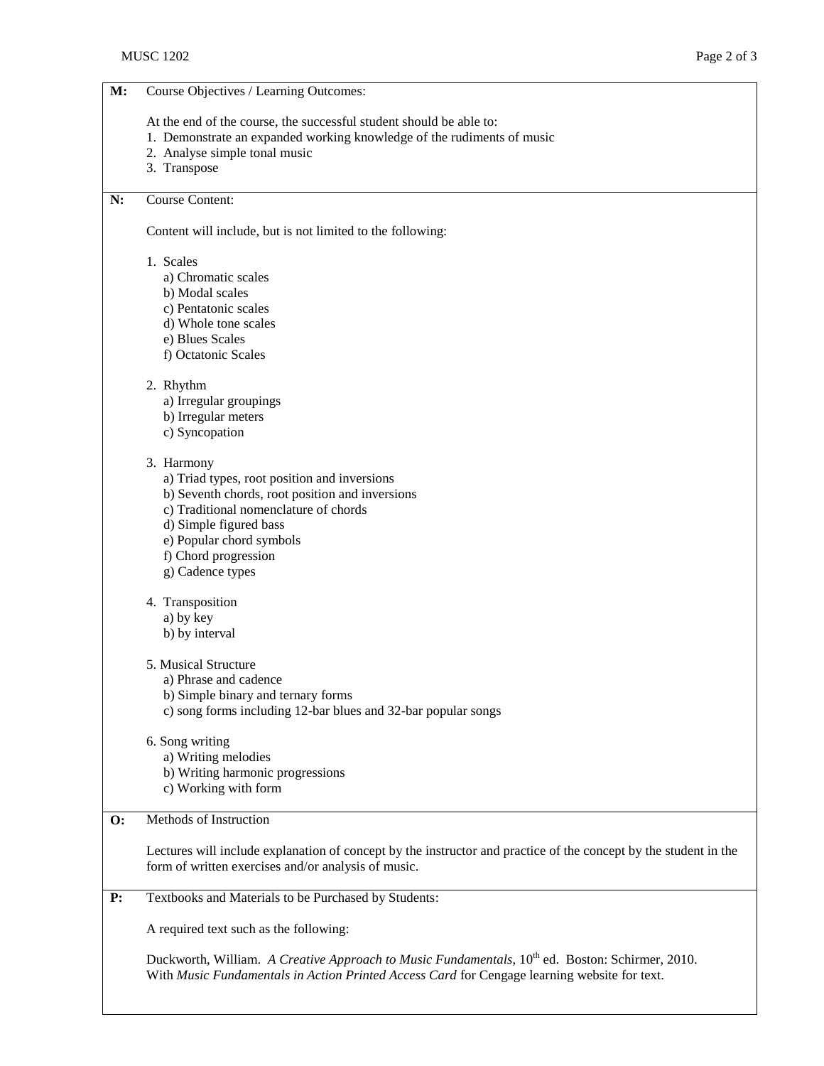**M:** Course Objectives / Learning Outcomes:

At the end of the course, the successful student should be able to:

1. Demonstrate an expanded working knowledge of the rudiments of music
2. Analyse simple tonal music
3. Transpose

**N:** Course Content:

Content will include, but is not limited to the following:

1. Scales
   - a) Chromatic scales
   - b) Modal scales
   - c) Pentatonic scales
   - d) Whole tone scales
   - e) Blues Scales
   - f) Octatonic Scales

2. Rhythm
   - a) Irregular groupings
   - b) Irregular meters
   - c) Syncopation

3. Harmony
   - a) Triad types, root position and inversions
   - b) Seventh chords, root position and inversions
   - c) Traditional nomenclature of chords
   - d) Simple figured bass
   - e) Popular chord symbols
   - f) Chord progression
   - g) Cadence types

4. Transposition
   - a) by key
   - b) by interval

5. Musical Structure
   - a) Phrase and cadence
   - b) Simple binary and ternary forms
   - c) song forms including 12-bar blues and 32-bar popular songs

6. Song writing
   - a) Writing melodies
   - b) Writing harmonic progressions
   - c) Working with form

**O:** Methods of Instruction

Lectures will include explanation of concept by the instructor and practice of the concept by the student in the form of written exercises and/or analysis of music.

**P:** Textbooks and Materials to be Purchased by Students:

A required text such as the following:

Duckworth, William. *A Creative Approach to Music Fundamentals*, 10th ed. Boston: Schirmer, 2010.
With *Music Fundamentals in Action Printed Access Card* for Cengage learning website for text.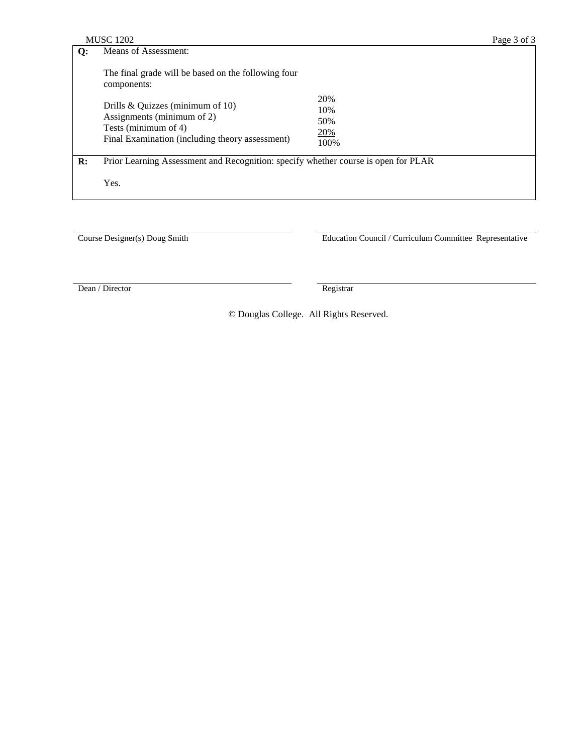**Q:** Means of Assessment:

The final grade will be based on the following four components:

| | |
|---|---|
| Drills & Quizzes (minimum of 10) | 20% |
| Assignments (minimum of 2) | 10% |
| Tests (minimum of 4) | 50% |
| Final Examination (including theory assessment) | 20% |
| | 100% |

**R:** Prior Learning Assessment and Recognition: specify whether course is open for PLAR

Yes.

Course Designer(s) Doug Smith

Education Council / Curriculum Committee Representative

Dean / Director

Registrar

© Douglas College. All Rights Reserved.